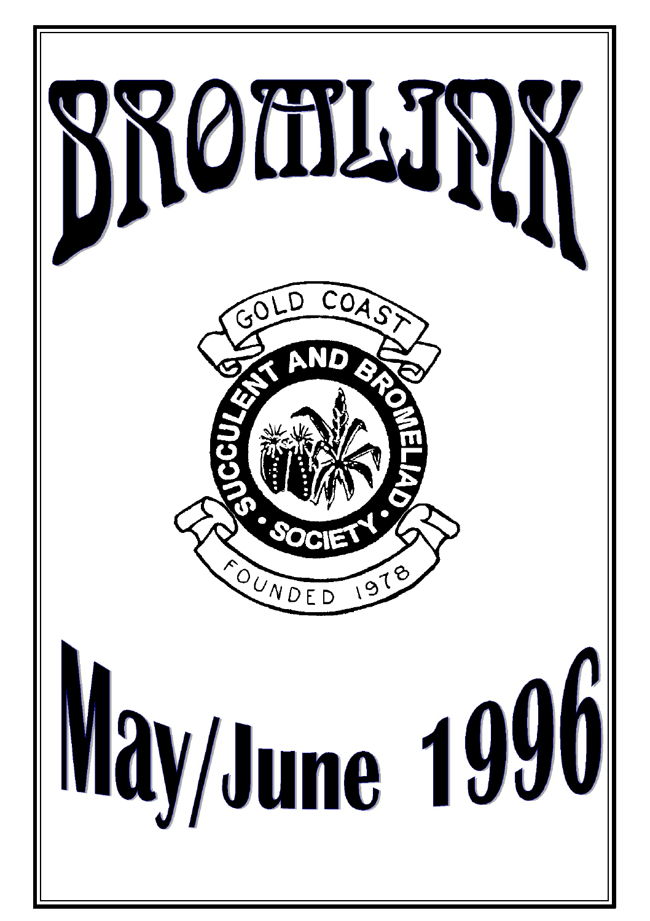# BROMLINK

GOLD COAST

SUCCULENT AND BROMELIAD SOCIETY

FOUNDED 1978

# May/June 1996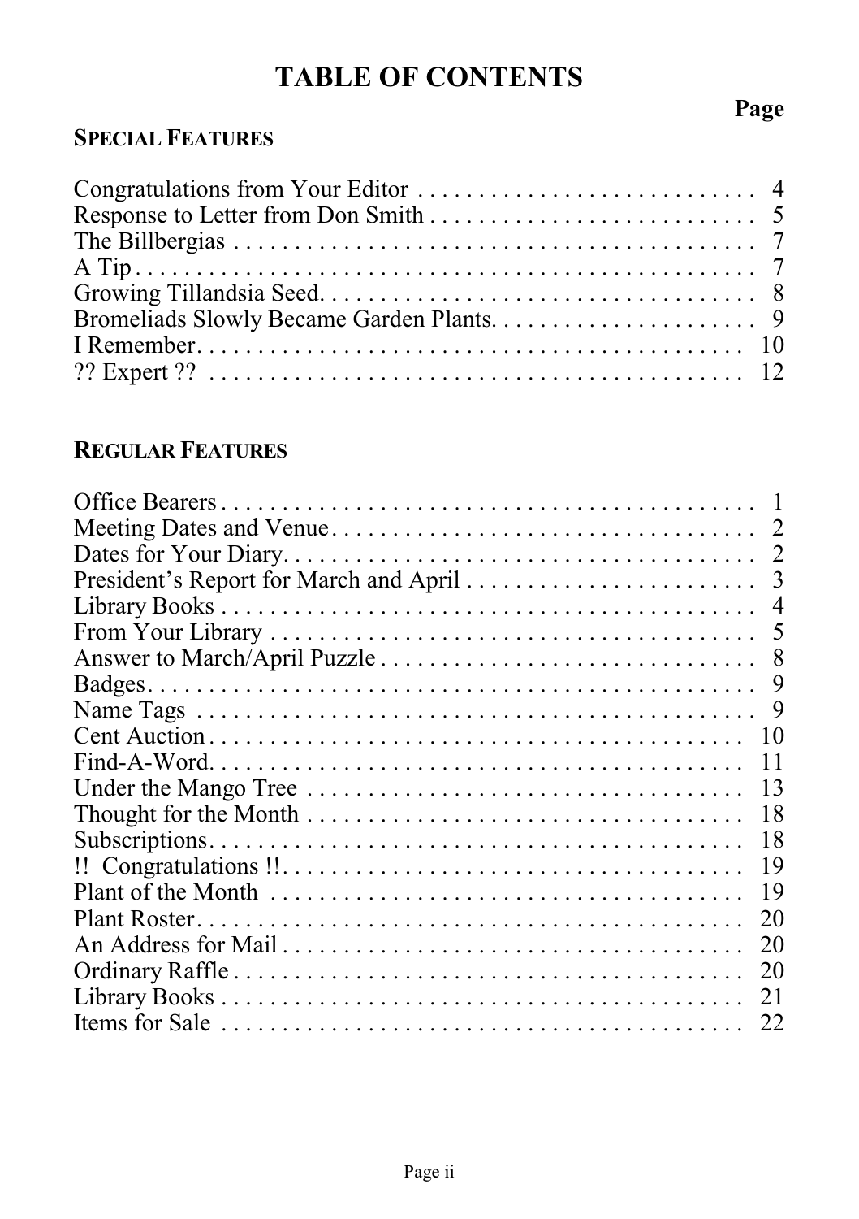# TABLE OF CONTENTS

## SPECIAL FEATURES

| | Page |
|---|---|
| Congratulations from Your Editor | 4 |
| Response to Letter from Don Smith | 5 |
| The Billbergias | 7 |
| A Tip | 7 |
| Growing Tillandsia Seed | 8 |
| Bromeliads Slowly Became Garden Plants | 9 |
| I Remember | 10 |
| ?? Expert ?? | 12 |

## REGULAR FEATURES

| | Page |
|---|---|
| Office Bearers | 1 |
| Meeting Dates and Venue | 2 |
| Dates for Your Diary | 2 |
| President's Report for March and April | 3 |
| Library Books | 4 |
| From Your Library | 5 |
| Answer to March/April Puzzle | 8 |
| Badges | 9 |
| Name Tags | 9 |
| Cent Auction | 10 |
| Find-A-Word | 11 |
| Under the Mango Tree | 13 |
| Thought for the Month | 18 |
| Subscriptions | 18 |
| !! Congratulations !! | 19 |
| Plant of the Month | 19 |
| Plant Roster | 20 |
| An Address for Mail | 20 |
| Ordinary Raffle | 20 |
| Library Books | 21 |
| Items for Sale | 22 |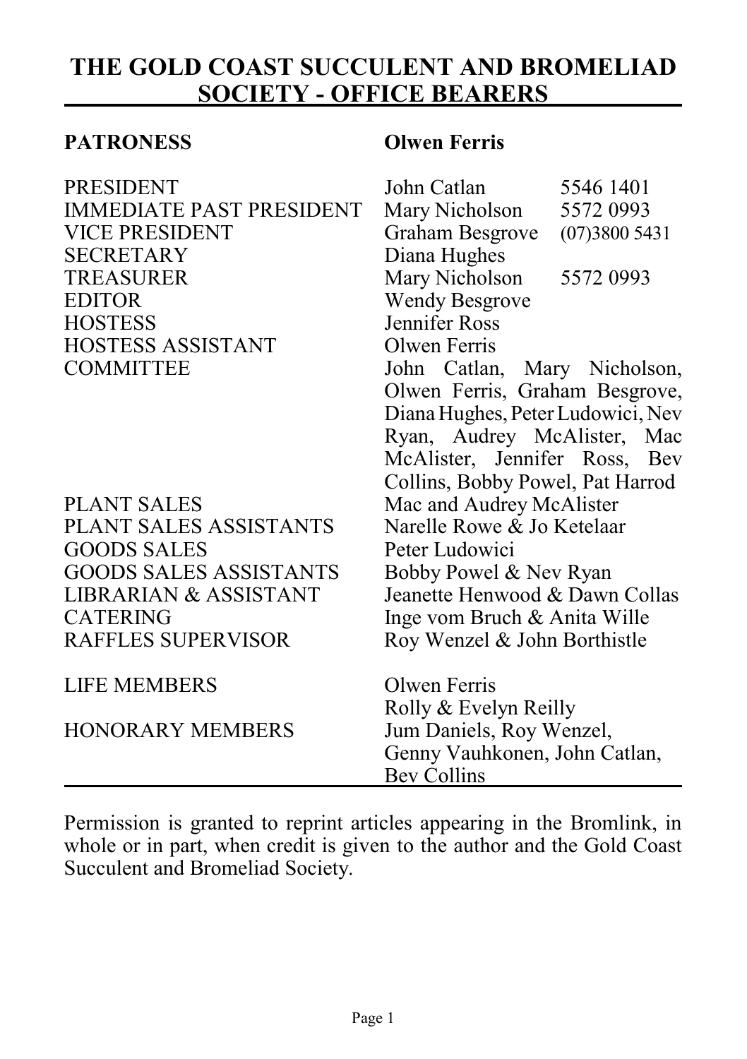# THE GOLD COAST SUCCULENT AND BROMELIAD SOCIETY - OFFICE BEARERS

| | | |
|---|---|---|
| **PATRONESS** | **Olwen Ferris** | |
| PRESIDENT | John Catlan | 5546 1401 |
| IMMEDIATE PAST PRESIDENT | Mary Nicholson | 5572 0993 |
| VICE PRESIDENT | Graham Besgrove | (07)3800 5431 |
| SECRETARY | Diana Hughes | |
| TREASURER | Mary Nicholson | 5572 0993 |
| EDITOR | Wendy Besgrove | |
| HOSTESS | Jennifer Ross | |
| HOSTESS ASSISTANT | Olwen Ferris | |
| COMMITTEE | John Catlan, Mary Nicholson, Olwen Ferris, Graham Besgrove, Diana Hughes, Peter Ludowici, Nev Ryan, Audrey McAlister, Mac McAlister, Jennifer Ross, Bev Collins, Bobby Powel, Pat Harrod | |
| PLANT SALES | Mac and Audrey McAlister | |
| PLANT SALES ASSISTANTS | Narelle Rowe & Jo Ketelaar | |
| GOODS SALES | Peter Ludowici | |
| GOODS SALES ASSISTANTS | Bobby Powel & Nev Ryan | |
| LIBRARIAN & ASSISTANT | Jeanette Henwood & Dawn Collas | |
| CATERING | Inge vom Bruch & Anita Wille | |
| RAFFLES SUPERVISOR | Roy Wenzel & John Borthistle | |
| LIFE MEMBERS | Olwen Ferris<br>Rolly & Evelyn Reilly | |
| HONORARY MEMBERS | Jum Daniels, Roy Wenzel, Genny Vauhkonen, John Catlan, Bev Collins | |

Permission is granted to reprint articles appearing in the Bromlink, in whole or in part, when credit is given to the author and the Gold Coast Succulent and Bromeliad Society.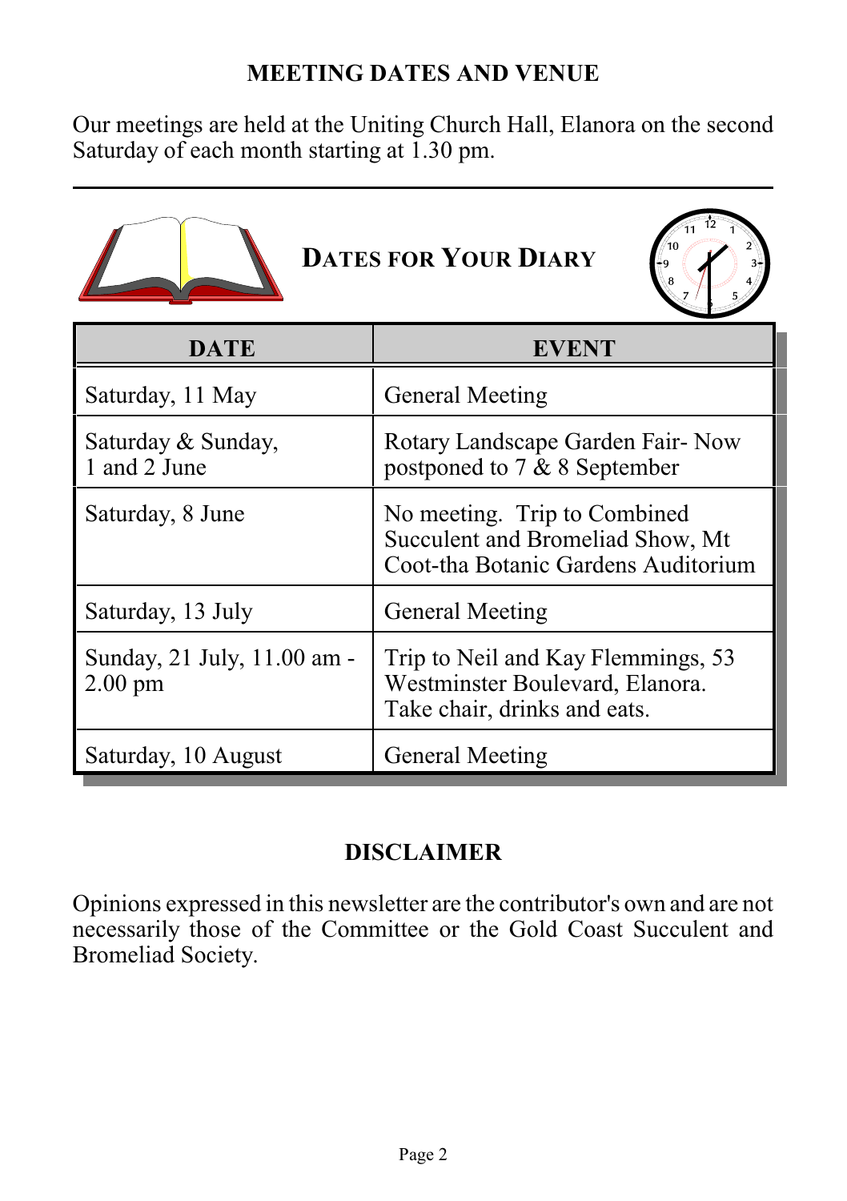## MEETING DATES AND VENUE

Our meetings are held at the Uniting Church Hall, Elanora on the second Saturday of each month starting at 1.30 pm.

---

## DATES FOR YOUR DIARY

| DATE | EVENT |
|---|---|
| Saturday, 11 May | General Meeting |
| Saturday & Sunday, 1 and 2 June | Rotary Landscape Garden Fair- Now postponed to 7 & 8 September |
| Saturday, 8 June | No meeting. Trip to Combined Succulent and Bromeliad Show, Mt Coot-tha Botanic Gardens Auditorium |
| Saturday, 13 July | General Meeting |
| Sunday, 21 July, 11.00 am - 2.00 pm | Trip to Neil and Kay Flemmings, 53 Westminster Boulevard, Elanora. Take chair, drinks and eats. |
| Saturday, 10 August | General Meeting |

## DISCLAIMER

Opinions expressed in this newsletter are the contributor's own and are not necessarily those of the Committee or the Gold Coast Succulent and Bromeliad Society.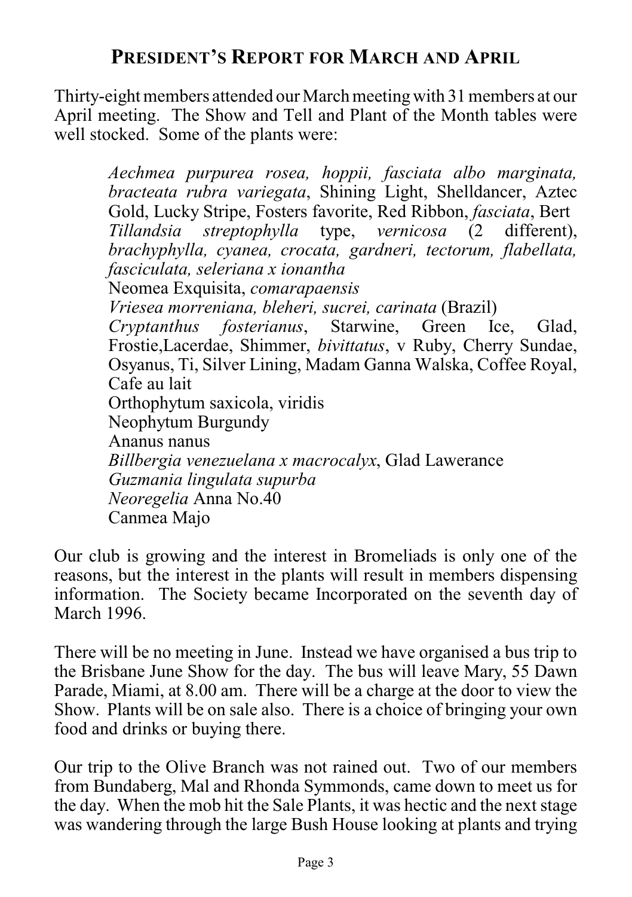## President's Report for March and April

Thirty-eight members attended our March meeting with 31 members at our April meeting. The Show and Tell and Plant of the Month tables were well stocked. Some of the plants were:

> *Aechmea purpurea rosea, hoppii, fasciata albo marginata, bracteata rubra variegata*, Shining Light, Shelldancer, Aztec Gold, Lucky Stripe, Fosters favorite, Red Ribbon, *fasciata*, Bert
> *Tillandsia streptophylla* type, *vernicosa* (2 different), *brachyphylla, cyanea, crocata, gardneri, tectorum, flabellata, fasciculata, seleriana x ionantha*
> Neomea Exquisita, *comarapaensis*
> *Vriesea morreniana, bleheri, sucrei, carinata* (Brazil)
> *Cryptanthus fosterianus*, Starwine, Green Ice, Glad, Frostie,Lacerdae, Shimmer, *bivittatus*, v Ruby, Cherry Sundae, Osyanus, Ti, Silver Lining, Madam Ganna Walska, Coffee Royal, Cafe au lait
> Orthophytum saxicola, viridis
> Neophytum Burgundy
> Ananus nanus
> *Billbergia venezuelana x macrocalyx*, Glad Lawerance
> *Guzmania lingulata supurba*
> *Neoregelia* Anna No.40
> Canmea Majo

Our club is growing and the interest in Bromeliads is only one of the reasons, but the interest in the plants will result in members dispensing information. The Society became Incorporated on the seventh day of March 1996.

There will be no meeting in June. Instead we have organised a bus trip to the Brisbane June Show for the day. The bus will leave Mary, 55 Dawn Parade, Miami, at 8.00 am. There will be a charge at the door to view the Show. Plants will be on sale also. There is a choice of bringing your own food and drinks or buying there.

Our trip to the Olive Branch was not rained out. Two of our members from Bundaberg, Mal and Rhonda Symmonds, came down to meet us for the day. When the mob hit the Sale Plants, it was hectic and the next stage was wandering through the large Bush House looking at plants and trying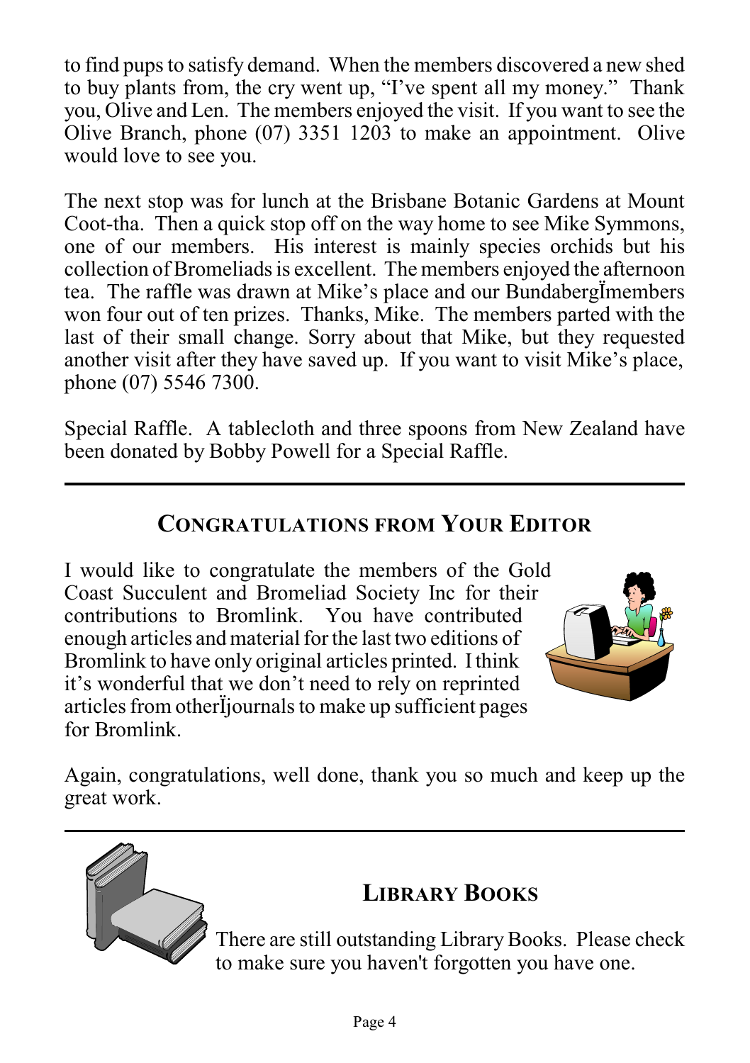to find pups to satisfy demand. When the members discovered a new shed to buy plants from, the cry went up, "I've spent all my money." Thank you, Olive and Len. The members enjoyed the visit. If you want to see the Olive Branch, phone (07) 3351 1203 to make an appointment. Olive would love to see you.

The next stop was for lunch at the Brisbane Botanic Gardens at Mount Coot-tha. Then a quick stop off on the way home to see Mike Symmons, one of our members. His interest is mainly species orchids but his collection of Bromeliads is excellent. The members enjoyed the afternoon tea. The raffle was drawn at Mike's place and our Bundaberg members won four out of ten prizes. Thanks, Mike. The members parted with the last of their small change. Sorry about that Mike, but they requested another visit after they have saved up. If you want to visit Mike's place, phone (07) 5546 7300.

Special Raffle. A tablecloth and three spoons from New Zealand have been donated by Bobby Powell for a Special Raffle.

## Congratulations from Your Editor

I would like to congratulate the members of the Gold Coast Succulent and Bromeliad Society Inc for their contributions to Bromlink. You have contributed enough articles and material for the last two editions of Bromlink to have only original articles printed. I think it's wonderful that we don't need to rely on reprinted articles from other journals to make up sufficient pages for Bromlink.

Again, congratulations, well done, thank you so much and keep up the great work.

## Library Books

There are still outstanding Library Books. Please check to make sure you haven't forgotten you have one.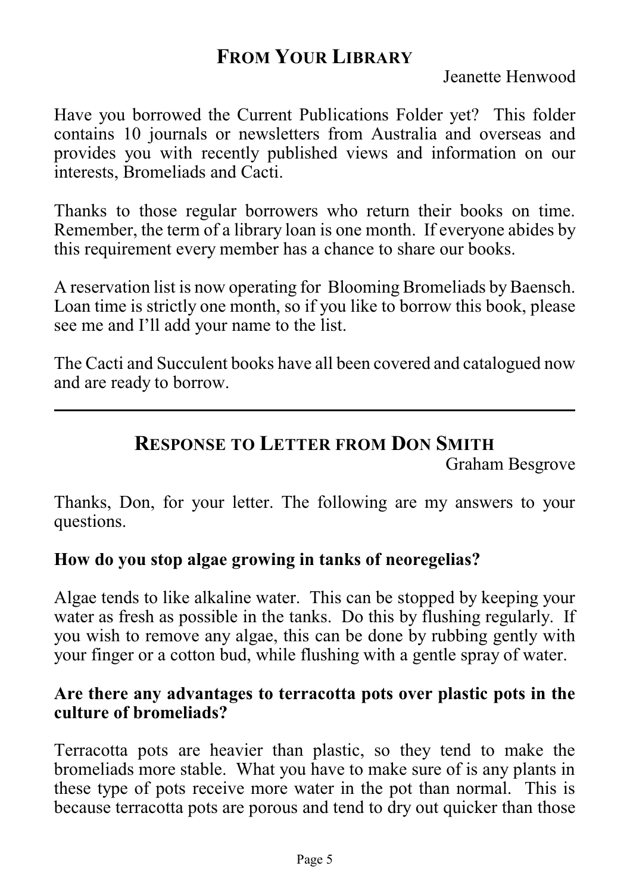## From Your Library

Jeanette Henwood

Have you borrowed the Current Publications Folder yet? This folder contains 10 journals or newsletters from Australia and overseas and provides you with recently published views and information on our interests, Bromeliads and Cacti.

Thanks to those regular borrowers who return their books on time. Remember, the term of a library loan is one month. If everyone abides by this requirement every member has a chance to share our books.

A reservation list is now operating for Blooming Bromeliads by Baensch. Loan time is strictly one month, so if you like to borrow this book, please see me and I'll add your name to the list.

The Cacti and Succulent books have all been covered and catalogued now and are ready to borrow.

---

## Response to Letter from Don Smith

Graham Besgrove

Thanks, Don, for your letter. The following are my answers to your questions.

**How do you stop algae growing in tanks of neoregelias?**

Algae tends to like alkaline water. This can be stopped by keeping your water as fresh as possible in the tanks. Do this by flushing regularly. If you wish to remove any algae, this can be done by rubbing gently with your finger or a cotton bud, while flushing with a gentle spray of water.

**Are there any advantages to terracotta pots over plastic pots in the culture of bromeliads?**

Terracotta pots are heavier than plastic, so they tend to make the bromeliads more stable. What you have to make sure of is any plants in these type of pots receive more water in the pot than normal. This is because terracotta pots are porous and tend to dry out quicker than those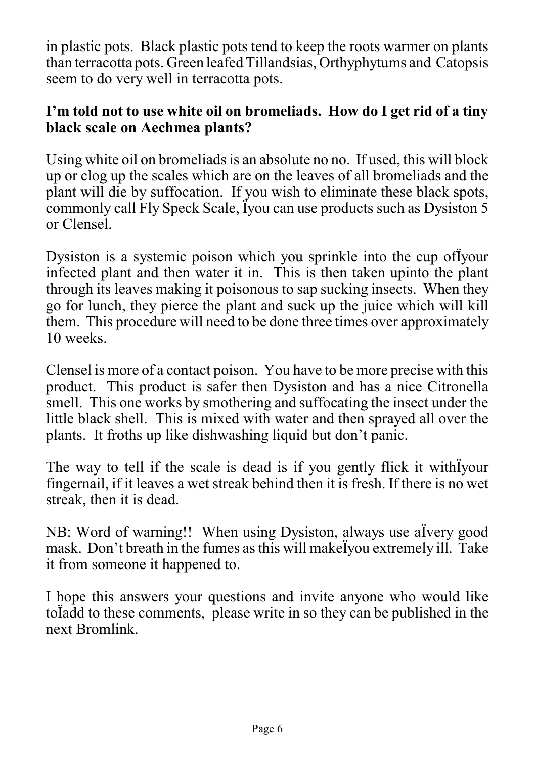in plastic pots. Black plastic pots tend to keep the roots warmer on plants than terracotta pots. Green leafed Tillandsias, Orthyphytums and Catopsis seem to do very well in terracotta pots.

**I'm told not to use white oil on bromeliads. How do I get rid of a tiny black scale on Aechmea plants?**

Using white oil on bromeliads is an absolute no no. If used, this will block up or clog up the scales which are on the leaves of all bromeliads and the plant will die by suffocation. If you wish to eliminate these black spots, commonly call Fly Speck Scale, Ïyou can use products such as Dysiston 5 or Clensel.

Dysiston is a systemic poison which you sprinkle into the cup ofÏyour infected plant and then water it in. This is then taken upinto the plant through its leaves making it poisonous to sap sucking insects. When they go for lunch, they pierce the plant and suck up the juice which will kill them. This procedure will need to be done three times over approximately 10 weeks.

Clensel is more of a contact poison. You have to be more precise with this product. This product is safer then Dysiston and has a nice Citronella smell. This one works by smothering and suffocating the insect under the little black shell. This is mixed with water and then sprayed all over the plants. It froths up like dishwashing liquid but don't panic.

The way to tell if the scale is dead is if you gently flick it withÏyour fingernail, if it leaves a wet streak behind then it is fresh. If there is no wet streak, then it is dead.

NB: Word of warning!! When using Dysiston, always use aÏvery good mask. Don't breath in the fumes as this will makeÏyou extremely ill. Take it from someone it happened to.

I hope this answers your questions and invite anyone who would like toÏadd to these comments, please write in so they can be published in the next Bromlink.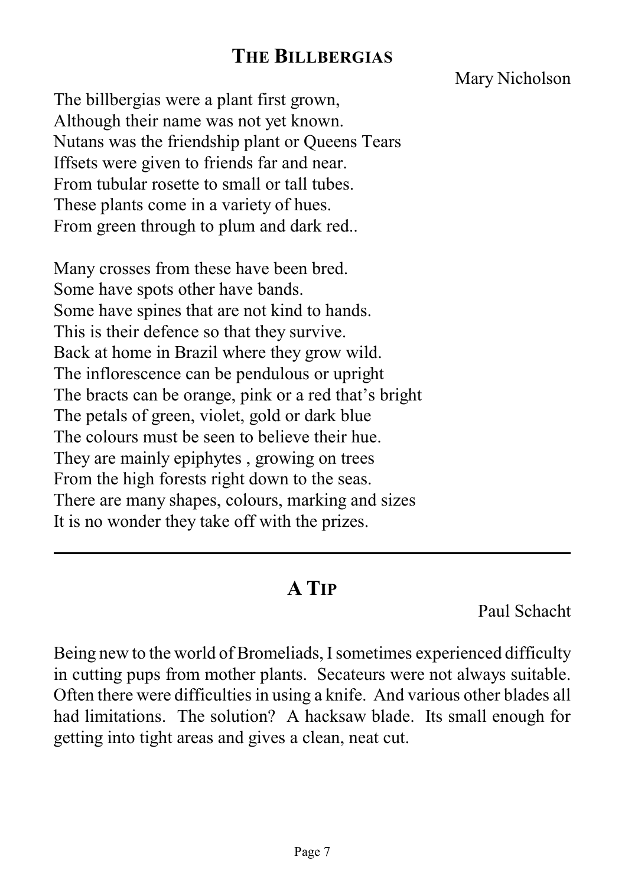## The Billbergias

Mary Nicholson

The billbergias were a plant first grown,
Although their name was not yet known.
Nutans was the friendship plant or Queens Tears
Iffsets were given to friends far and near.
From tubular rosette to small or tall tubes.
These plants come in a variety of hues.
From green through to plum and dark red..

Many crosses from these have been bred.
Some have spots other have bands.
Some have spines that are not kind to hands.
This is their defence so that they survive.
Back at home in Brazil where they grow wild.
The inflorescence can be pendulous or upright
The bracts can be orange, pink or a red that's bright
The petals of green, violet, gold or dark blue
The colours must be seen to believe their hue.
They are mainly epiphytes , growing on trees
From the high forests right down to the seas.
There are many shapes, colours, marking and sizes
It is no wonder they take off with the prizes.

---

## A Tip

Paul Schacht

Being new to the world of Bromeliads, I sometimes experienced difficulty in cutting pups from mother plants. Secateurs were not always suitable. Often there were difficulties in using a knife. And various other blades all had limitations. The solution? A hacksaw blade. Its small enough for getting into tight areas and gives a clean, neat cut.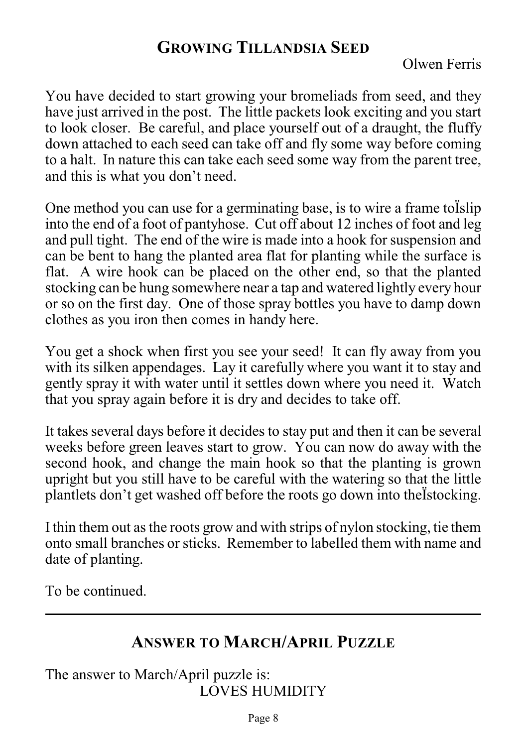## Growing Tillandsia Seed

Olwen Ferris

You have decided to start growing your bromeliads from seed, and they have just arrived in the post. The little packets look exciting and you start to look closer. Be careful, and place yourself out of a draught, the fluffy down attached to each seed can take off and fly some way before coming to a halt. In nature this can take each seed some way from the parent tree, and this is what you don't need.

One method you can use for a germinating base, is to wire a frame toÏslip into the end of a foot of pantyhose. Cut off about 12 inches of foot and leg and pull tight. The end of the wire is made into a hook for suspension and can be bent to hang the planted area flat for planting while the surface is flat. A wire hook can be placed on the other end, so that the planted stocking can be hung somewhere near a tap and watered lightly every hour or so on the first day. One of those spray bottles you have to damp down clothes as you iron then comes in handy here.

You get a shock when first you see your seed! It can fly away from you with its silken appendages. Lay it carefully where you want it to stay and gently spray it with water until it settles down where you need it. Watch that you spray again before it is dry and decides to take off.

It takes several days before it decides to stay put and then it can be several weeks before green leaves start to grow. You can now do away with the second hook, and change the main hook so that the planting is grown upright but you still have to be careful with the watering so that the little plantlets don't get washed off before the roots go down into theÏstocking.

I thin them out as the roots grow and with strips of nylon stocking, tie them onto small branches or sticks. Remember to labelled them with name and date of planting.

To be continued.

---

## Answer to March/April Puzzle

The answer to March/April puzzle is:

LOVES HUMIDITY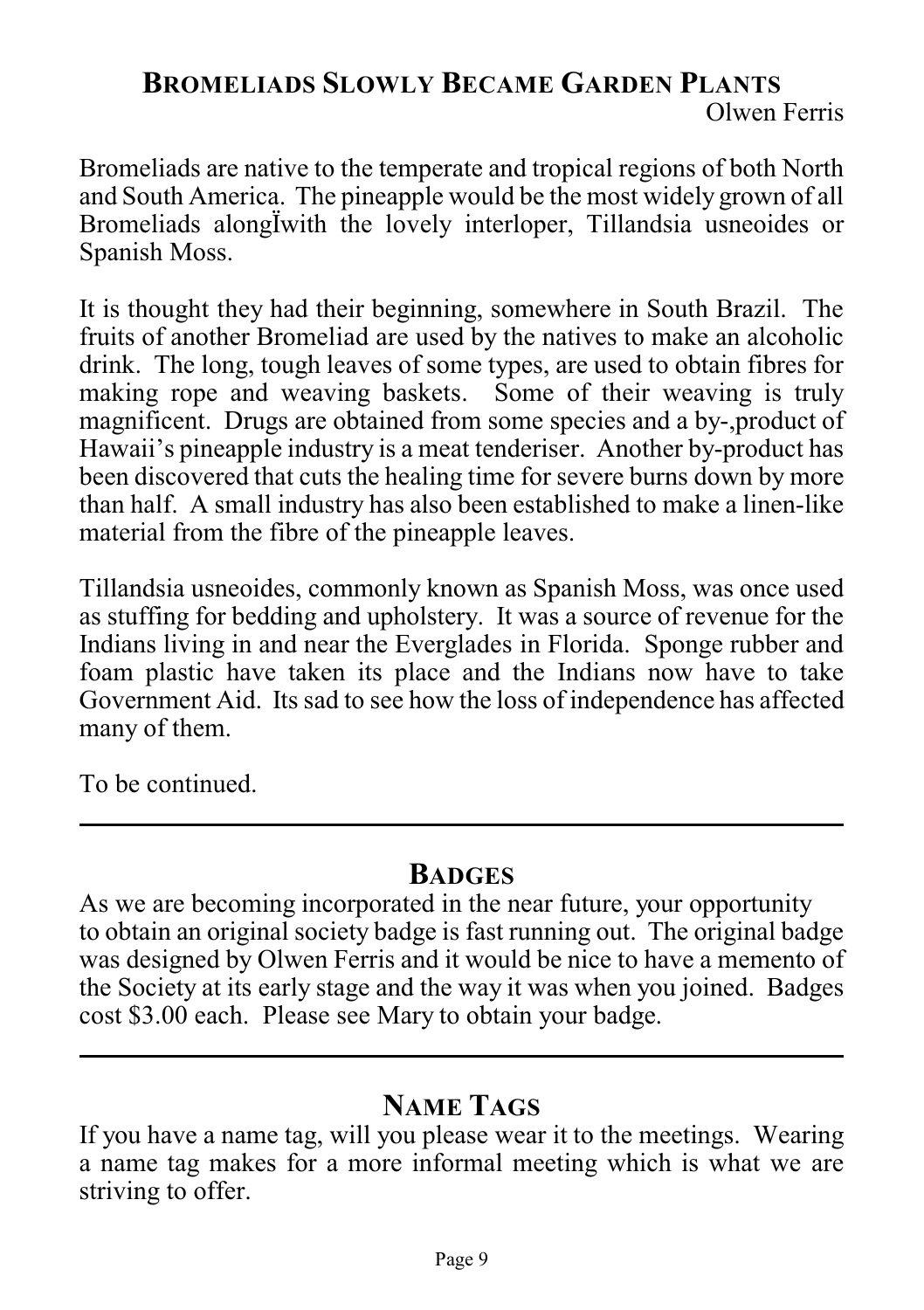## Bromeliads Slowly Became Garden Plants

Olwen Ferris

Bromeliads are native to the temperate and tropical regions of both North and South America. The pineapple would be the most widely grown of all Bromeliads alongÏwith the lovely interloper, Tillandsia usneoides or Spanish Moss.

It is thought they had their beginning, somewhere in South Brazil. The fruits of another Bromeliad are used by the natives to make an alcoholic drink. The long, tough leaves of some types, are used to obtain fibres for making rope and weaving baskets. Some of their weaving is truly magnificent. Drugs are obtained from some species and a by-,product of Hawaii's pineapple industry is a meat tenderiser. Another by-product has been discovered that cuts the healing time for severe burns down by more than half. A small industry has also been established to make a linen-like material from the fibre of the pineapple leaves.

Tillandsia usneoides, commonly known as Spanish Moss, was once used as stuffing for bedding and upholstery. It was a source of revenue for the Indians living in and near the Everglades in Florida. Sponge rubber and foam plastic have taken its place and the Indians now have to take Government Aid. Its sad to see how the loss of independence has affected many of them.

To be continued.

---

## Badges

As we are becoming incorporated in the near future, your opportunity to obtain an original society badge is fast running out. The original badge was designed by Olwen Ferris and it would be nice to have a memento of the Society at its early stage and the way it was when you joined. Badges cost $3.00 each. Please see Mary to obtain your badge.

---

## Name Tags

If you have a name tag, will you please wear it to the meetings. Wearing a name tag makes for a more informal meeting which is what we are striving to offer.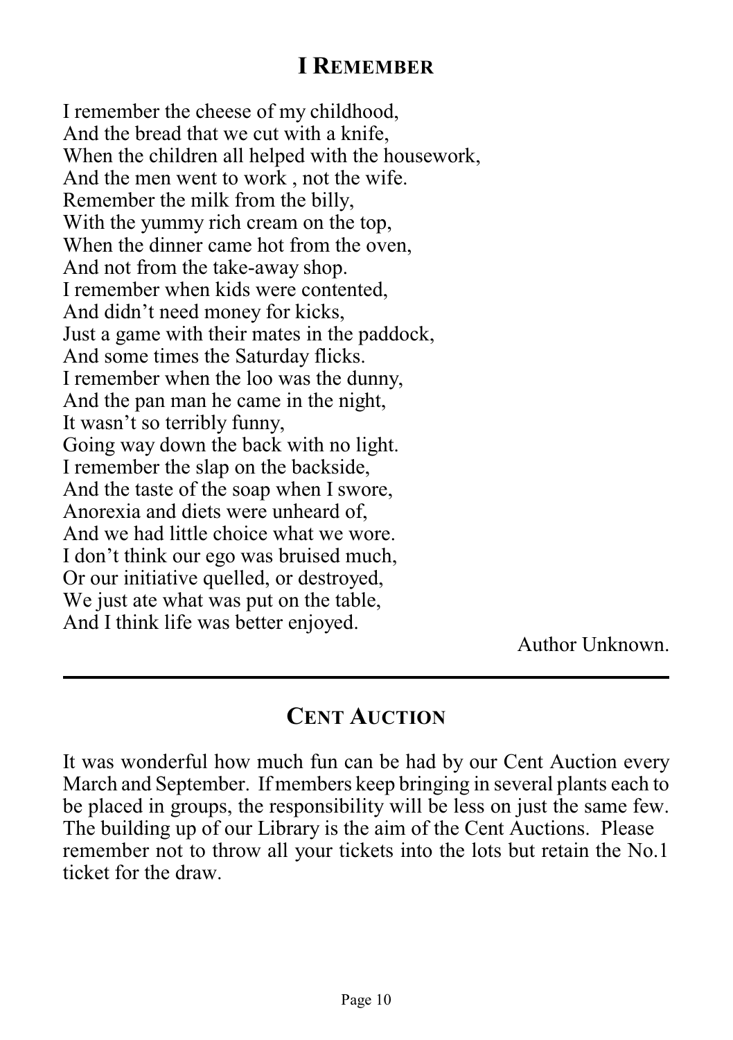## I Remember

I remember the cheese of my childhood,
And the bread that we cut with a knife,
When the children all helped with the housework,
And the men went to work , not the wife.
Remember the milk from the billy,
With the yummy rich cream on the top,
When the dinner came hot from the oven,
And not from the take-away shop.
I remember when kids were contented,
And didn't need money for kicks,
Just a game with their mates in the paddock,
And some times the Saturday flicks.
I remember when the loo was the dunny,
And the pan man he came in the night,
It wasn't so terribly funny,
Going way down the back with no light.
I remember the slap on the backside,
And the taste of the soap when I swore,
Anorexia and diets were unheard of,
And we had little choice what we wore.
I don't think our ego was bruised much,
Or our initiative quelled, or destroyed,
We just ate what was put on the table,
And I think life was better enjoyed.

Author Unknown.

---

## Cent Auction

It was wonderful how much fun can be had by our Cent Auction every March and September. If members keep bringing in several plants each to be placed in groups, the responsibility will be less on just the same few. The building up of our Library is the aim of the Cent Auctions. Please remember not to throw all your tickets into the lots but retain the No.1 ticket for the draw.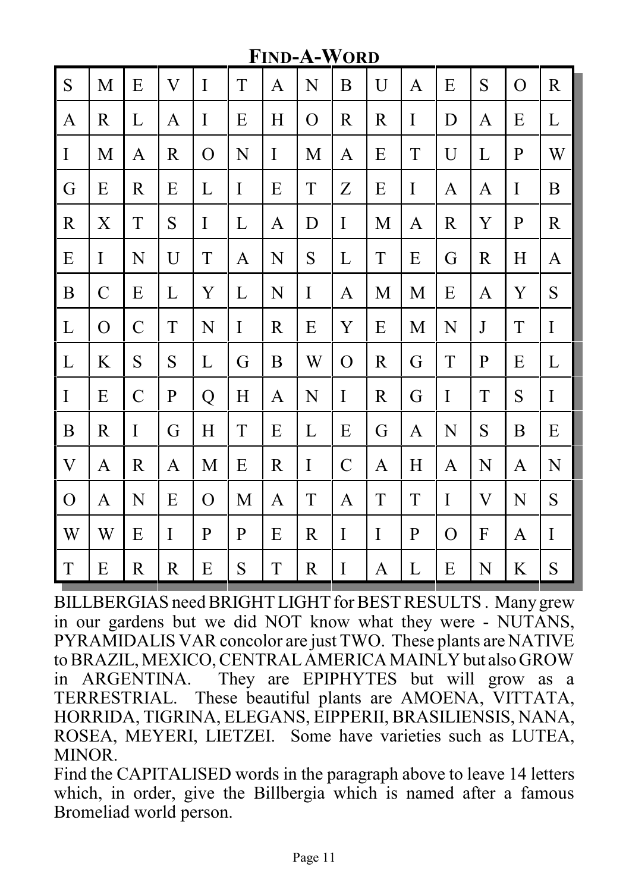# Find-A-Word

| | | | | | | | | | | | | | | |
|---|---|---|---|---|---|---|---|---|---|---|---|---|---|---|
| S | M | E | V | I | T | A | N | B | U | A | E | S | O | R |
| A | R | L | A | I | E | H | O | R | R | I | D | A | E | L |
| I | M | A | R | O | N | I | M | A | E | T | U | L | P | W |
| G | E | R | E | L | I | E | T | Z | E | I | A | A | I | B |
| R | X | T | S | I | L | A | D | I | M | A | R | Y | P | R |
| E | I | N | U | T | A | N | S | L | T | E | G | R | H | A |
| B | C | E | L | Y | L | N | I | A | M | M | E | A | Y | S |
| L | O | C | T | N | I | R | E | Y | E | M | N | J | T | I |
| L | K | S | S | L | G | B | W | O | R | G | T | P | E | L |
| I | E | C | P | Q | H | A | N | I | R | G | I | T | S | I |
| B | R | I | G | H | T | E | L | E | G | A | N | S | B | E |
| V | A | R | A | M | E | R | I | C | A | H | A | N | A | N |
| O | A | N | E | O | M | A | T | A | T | T | I | V | N | S |
| W | W | E | I | P | P | E | R | I | I | P | O | F | A | I |
| T | E | R | R | E | S | T | R | I | A | L | E | N | K | S |

BILLBERGIAS need BRIGHT LIGHT for BEST RESULTS . Many grew in our gardens but we did NOT know what they were - NUTANS, PYRAMIDALIS VAR concolor are just TWO. These plants are NATIVE to BRAZIL, MEXICO, CENTRAL AMERICA MAINLY but also GROW in ARGENTINA. They are EPIPHYTES but will grow as a TERRESTRIAL. These beautiful plants are AMOENA, VITTATA, HORRIDA, TIGRINA, ELEGANS, EIPPERII, BRASILIENSIS, NANA, ROSEA, MEYERI, LIETZEI. Some have varieties such as LUTEA, MINOR.

Find the CAPITALISED words in the paragraph above to leave 14 letters which, in order, give the Billbergia which is named after a famous Bromeliad world person.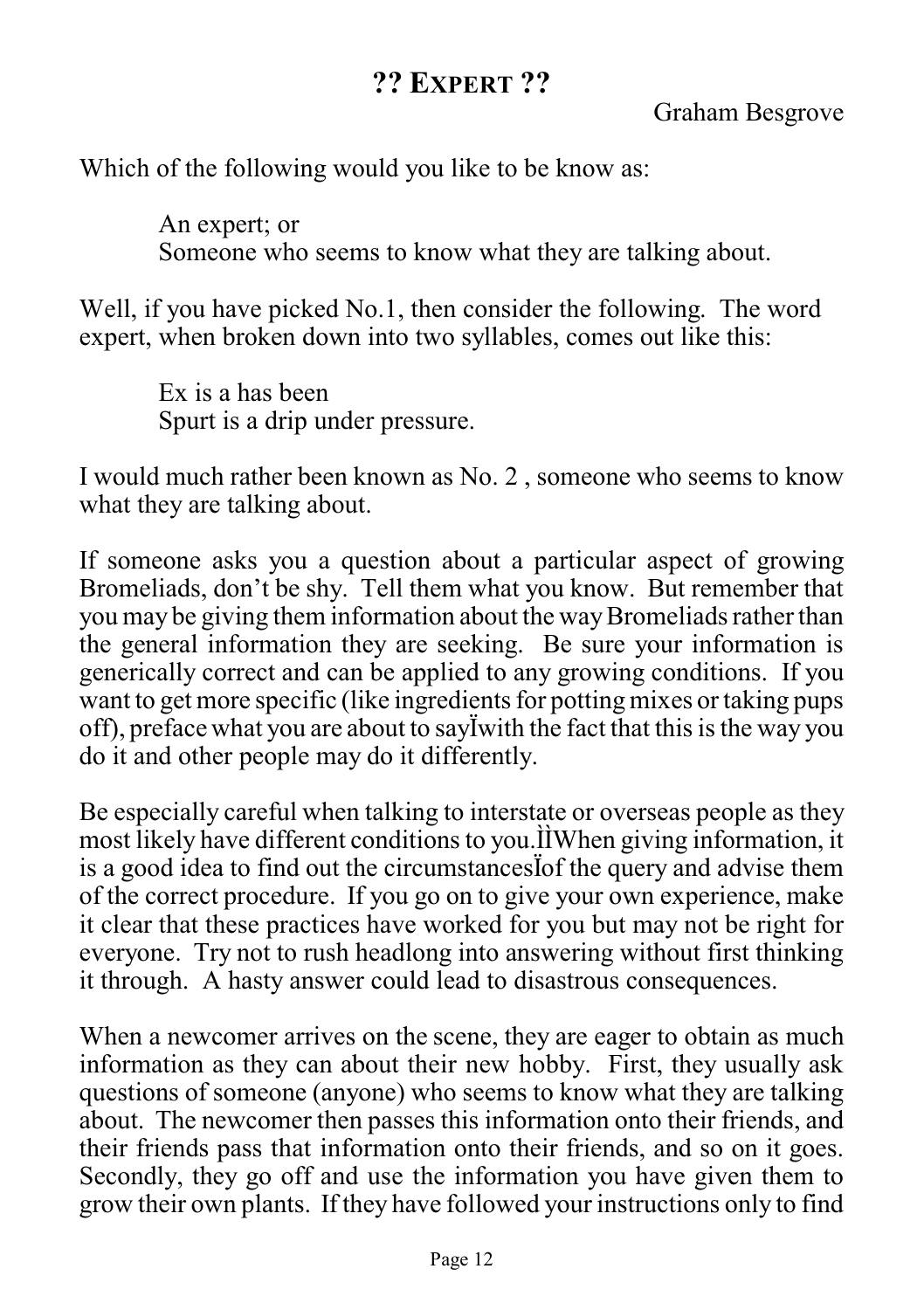## ?? Expert ??

Graham Besgrove

Which of the following would you like to be know as:

> An expert; or
> Someone who seems to know what they are talking about.

Well, if you have picked No.1, then consider the following. The word expert, when broken down into two syllables, comes out like this:

> Ex is a has been
> Spurt is a drip under pressure.

I would much rather been known as No. 2 , someone who seems to know what they are talking about.

If someone asks you a question about a particular aspect of growing Bromeliads, don't be shy. Tell them what you know. But remember that you may be giving them information about the way Bromeliads rather than the general information they are seeking. Be sure your information is generically correct and can be applied to any growing conditions. If you want to get more specific (like ingredients for potting mixes or taking pups off), preface what you are about to sayÏwith the fact that this is the way you do it and other people may do it differently.

Be especially careful when talking to interstate or overseas people as they most likely have different conditions to you.ÌÌWhen giving information, it is a good idea to find out the circumstancesÏof the query and advise them of the correct procedure. If you go on to give your own experience, make it clear that these practices have worked for you but may not be right for everyone. Try not to rush headlong into answering without first thinking it through. A hasty answer could lead to disastrous consequences.

When a newcomer arrives on the scene, they are eager to obtain as much information as they can about their new hobby. First, they usually ask questions of someone (anyone) who seems to know what they are talking about. The newcomer then passes this information onto their friends, and their friends pass that information onto their friends, and so on it goes. Secondly, they go off and use the information you have given them to grow their own plants. If they have followed your instructions only to find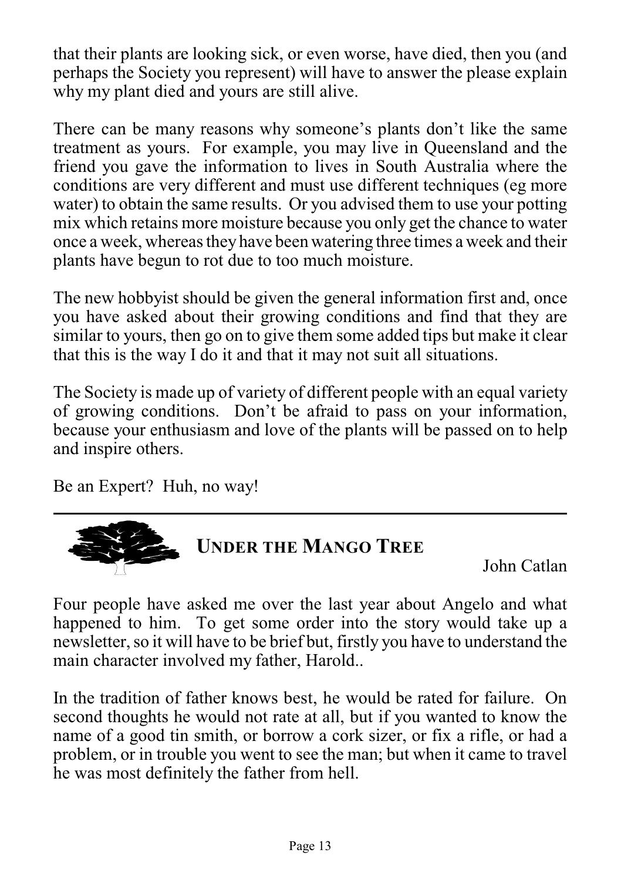that their plants are looking sick, or even worse, have died, then you (and perhaps the Society you represent) will have to answer the please explain why my plant died and yours are still alive.

There can be many reasons why someone's plants don't like the same treatment as yours. For example, you may live in Queensland and the friend you gave the information to lives in South Australia where the conditions are very different and must use different techniques (eg more water) to obtain the same results. Or you advised them to use your potting mix which retains more moisture because you only get the chance to water once a week, whereas they have been watering three times a week and their plants have begun to rot due to too much moisture.

The new hobbyist should be given the general information first and, once you have asked about their growing conditions and find that they are similar to yours, then go on to give them some added tips but make it clear that this is the way I do it and that it may not suit all situations.

The Society is made up of variety of different people with an equal variety of growing conditions. Don't be afraid to pass on your information, because your enthusiasm and love of the plants will be passed on to help and inspire others.

Be an Expert? Huh, no way!

---

## Under the Mango Tree

John Catlan

Four people have asked me over the last year about Angelo and what happened to him. To get some order into the story would take up a newsletter, so it will have to be brief but, firstly you have to understand the main character involved my father, Harold..

In the tradition of father knows best, he would be rated for failure. On second thoughts he would not rate at all, but if you wanted to know the name of a good tin smith, or borrow a cork sizer, or fix a rifle, or had a problem, or in trouble you went to see the man; but when it came to travel he was most definitely the father from hell.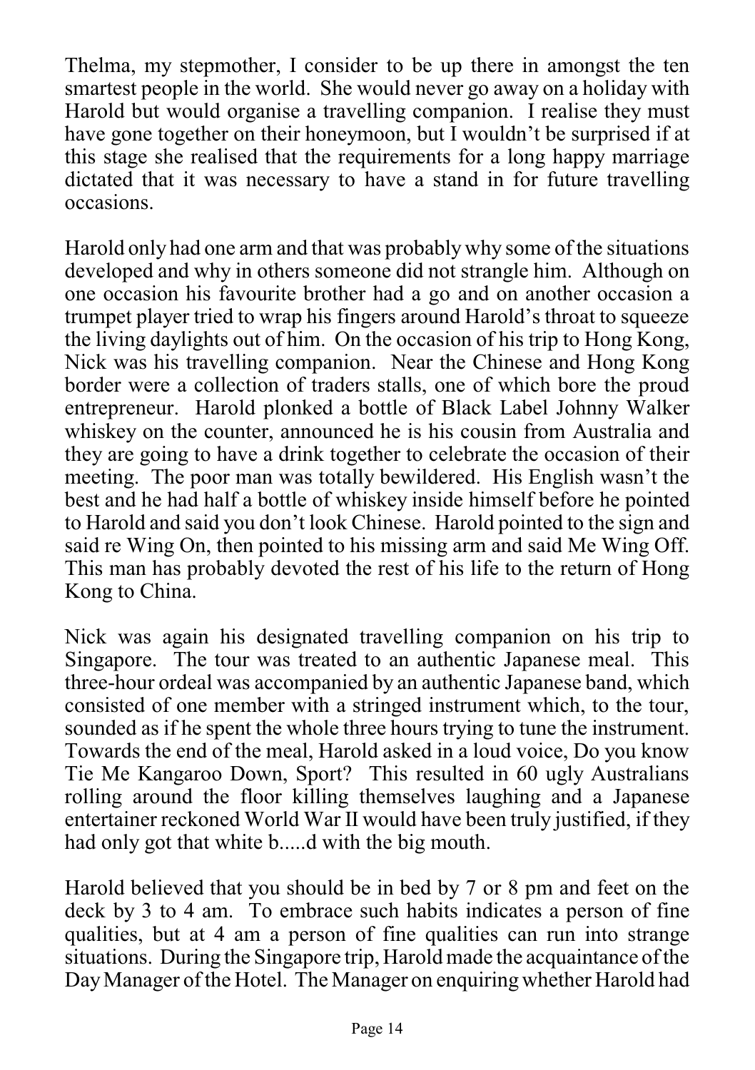Thelma, my stepmother, I consider to be up there in amongst the ten smartest people in the world. She would never go away on a holiday with Harold but would organise a travelling companion. I realise they must have gone together on their honeymoon, but I wouldn't be surprised if at this stage she realised that the requirements for a long happy marriage dictated that it was necessary to have a stand in for future travelling occasions.

Harold only had one arm and that was probably why some of the situations developed and why in others someone did not strangle him. Although on one occasion his favourite brother had a go and on another occasion a trumpet player tried to wrap his fingers around Harold's throat to squeeze the living daylights out of him. On the occasion of his trip to Hong Kong, Nick was his travelling companion. Near the Chinese and Hong Kong border were a collection of traders stalls, one of which bore the proud entrepreneur. Harold plonked a bottle of Black Label Johnny Walker whiskey on the counter, announced he is his cousin from Australia and they are going to have a drink together to celebrate the occasion of their meeting. The poor man was totally bewildered. His English wasn't the best and he had half a bottle of whiskey inside himself before he pointed to Harold and said you don't look Chinese. Harold pointed to the sign and said re Wing On, then pointed to his missing arm and said Me Wing Off. This man has probably devoted the rest of his life to the return of Hong Kong to China.

Nick was again his designated travelling companion on his trip to Singapore. The tour was treated to an authentic Japanese meal. This three-hour ordeal was accompanied by an authentic Japanese band, which consisted of one member with a stringed instrument which, to the tour, sounded as if he spent the whole three hours trying to tune the instrument. Towards the end of the meal, Harold asked in a loud voice, Do you know Tie Me Kangaroo Down, Sport? This resulted in 60 ugly Australians rolling around the floor killing themselves laughing and a Japanese entertainer reckoned World War II would have been truly justified, if they had only got that white b.....d with the big mouth.

Harold believed that you should be in bed by 7 or 8 pm and feet on the deck by 3 to 4 am. To embrace such habits indicates a person of fine qualities, but at 4 am a person of fine qualities can run into strange situations. During the Singapore trip, Harold made the acquaintance of the Day Manager of the Hotel. The Manager on enquiring whether Harold had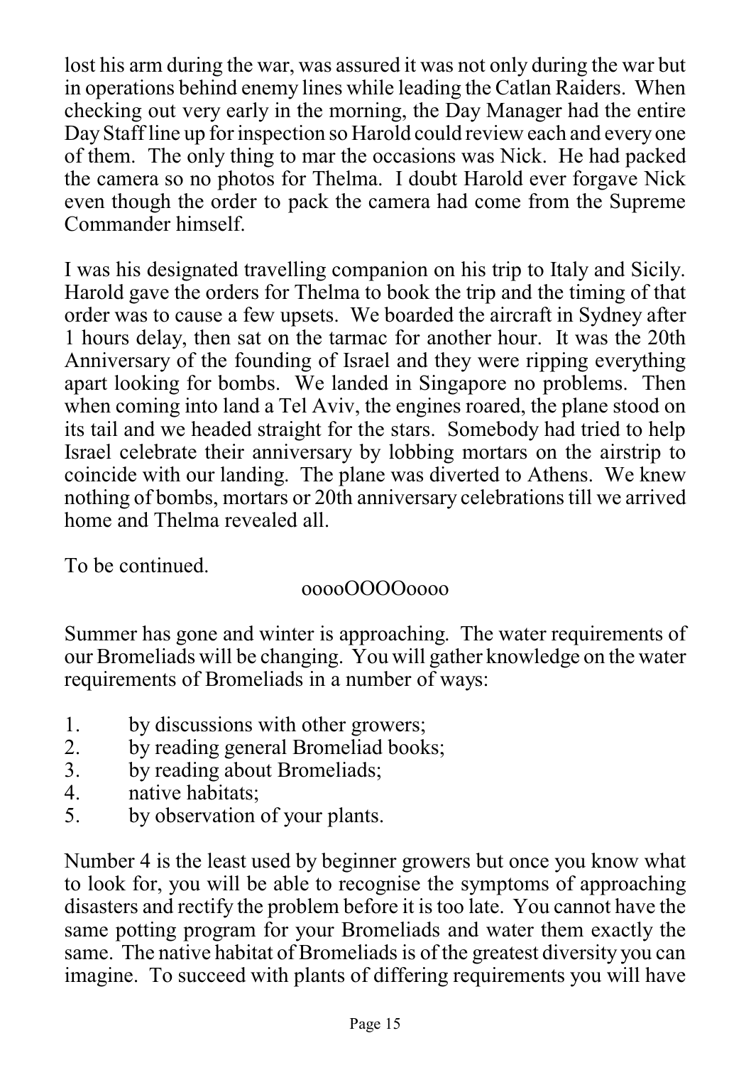lost his arm during the war, was assured it was not only during the war but in operations behind enemy lines while leading the Catlan Raiders. When checking out very early in the morning, the Day Manager had the entire Day Staff line up for inspection so Harold could review each and every one of them. The only thing to mar the occasions was Nick. He had packed the camera so no photos for Thelma. I doubt Harold ever forgave Nick even though the order to pack the camera had come from the Supreme Commander himself.

I was his designated travelling companion on his trip to Italy and Sicily. Harold gave the orders for Thelma to book the trip and the timing of that order was to cause a few upsets. We boarded the aircraft in Sydney after 1 hours delay, then sat on the tarmac for another hour. It was the 20th Anniversary of the founding of Israel and they were ripping everything apart looking for bombs. We landed in Singapore no problems. Then when coming into land a Tel Aviv, the engines roared, the plane stood on its tail and we headed straight for the stars. Somebody had tried to help Israel celebrate their anniversary by lobbing mortars on the airstrip to coincide with our landing. The plane was diverted to Athens. We knew nothing of bombs, mortars or 20th anniversary celebrations till we arrived home and Thelma revealed all.

To be continued.

ooooOOOOoooo

Summer has gone and winter is approaching. The water requirements of our Bromeliads will be changing. You will gather knowledge on the water requirements of Bromeliads in a number of ways:

1. by discussions with other growers;
2. by reading general Bromeliad books;
3. by reading about Bromeliads;
4. native habitats;
5. by observation of your plants.

Number 4 is the least used by beginner growers but once you know what to look for, you will be able to recognise the symptoms of approaching disasters and rectify the problem before it is too late. You cannot have the same potting program for your Bromeliads and water them exactly the same. The native habitat of Bromeliads is of the greatest diversity you can imagine. To succeed with plants of differing requirements you will have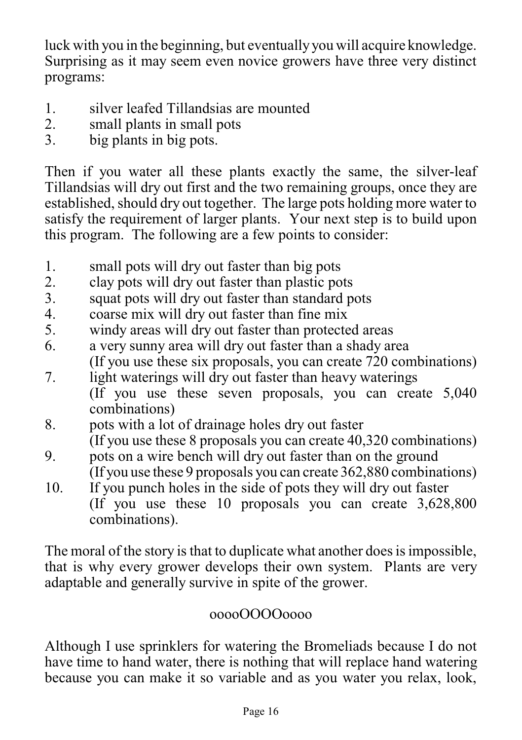luck with you in the beginning, but eventually you will acquire knowledge. Surprising as it may seem even novice growers have three very distinct programs:

1. silver leafed Tillandsias are mounted
2. small plants in small pots
3. big plants in big pots.

Then if you water all these plants exactly the same, the silver-leaf Tillandsias will dry out first and the two remaining groups, once they are established, should dry out together. The large pots holding more water to satisfy the requirement of larger plants. Your next step is to build upon this program. The following are a few points to consider:

1. small pots will dry out faster than big pots
2. clay pots will dry out faster than plastic pots
3. squat pots will dry out faster than standard pots
4. coarse mix will dry out faster than fine mix
5. windy areas will dry out faster than protected areas
6. a very sunny area will dry out faster than a shady area
   (If you use these six proposals, you can create 720 combinations)
7. light waterings will dry out faster than heavy waterings
   (If you use these seven proposals, you can create 5,040 combinations)
8. pots with a lot of drainage holes dry out faster
   (If you use these 8 proposals you can create 40,320 combinations)
9. pots on a wire bench will dry out faster than on the ground
   (If you use these 9 proposals you can create 362,880 combinations)
10. If you punch holes in the side of pots they will dry out faster
    (If you use these 10 proposals you can create 3,628,800 combinations).

The moral of the story is that to duplicate what another does is impossible, that is why every grower develops their own system. Plants are very adaptable and generally survive in spite of the grower.

ooooOOOOoooo

Although I use sprinklers for watering the Bromeliads because I do not have time to hand water, there is nothing that will replace hand watering because you can make it so variable and as you water you relax, look,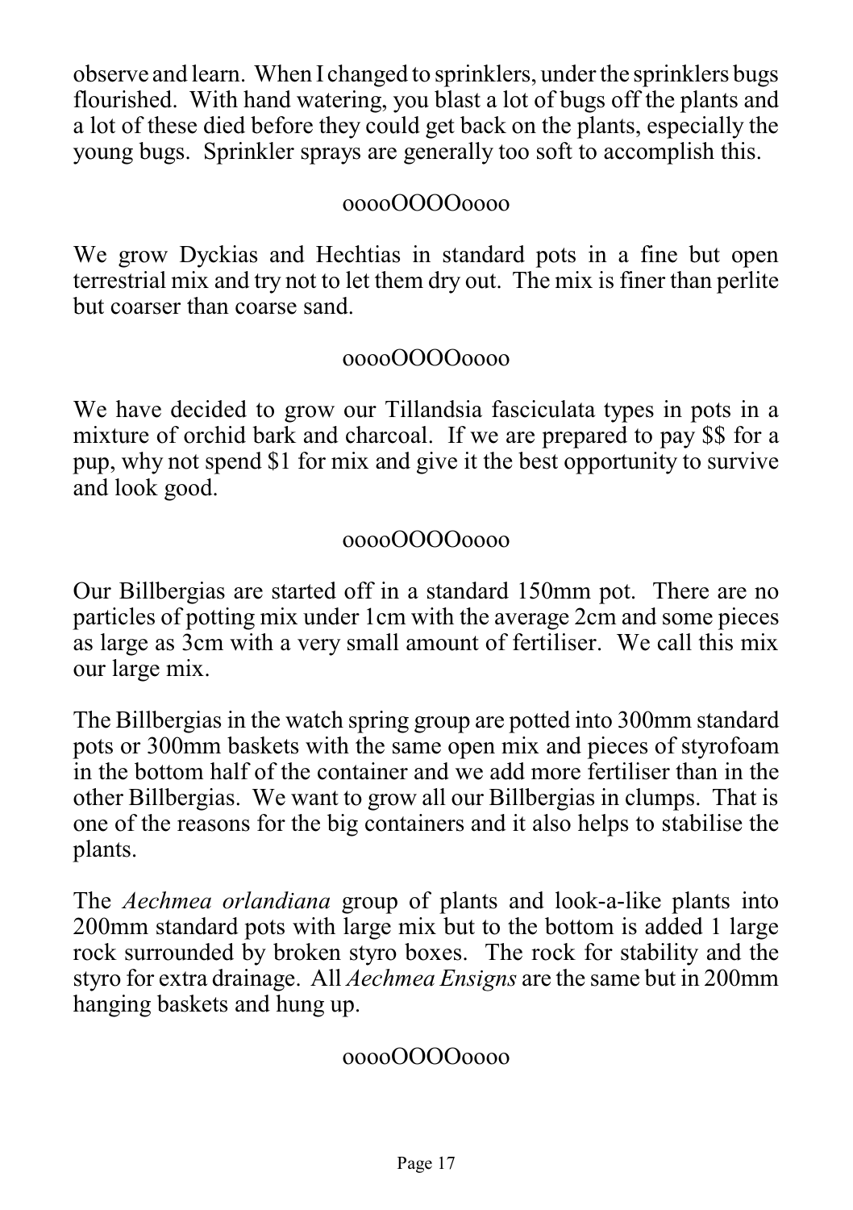observe and learn. When I changed to sprinklers, under the sprinklers bugs flourished. With hand watering, you blast a lot of bugs off the plants and a lot of these died before they could get back on the plants, especially the young bugs. Sprinkler sprays are generally too soft to accomplish this.

ooooOOOOoooo

We grow Dyckias and Hechtias in standard pots in a fine but open terrestrial mix and try not to let them dry out. The mix is finer than perlite but coarser than coarse sand.

ooooOOOOoooo

We have decided to grow our Tillandsia fasciculata types in pots in a mixture of orchid bark and charcoal. If we are prepared to pay $$ for a pup, why not spend $1 for mix and give it the best opportunity to survive and look good.

ooooOOOOoooo

Our Billbergias are started off in a standard 150mm pot. There are no particles of potting mix under 1cm with the average 2cm and some pieces as large as 3cm with a very small amount of fertiliser. We call this mix our large mix.

The Billbergias in the watch spring group are potted into 300mm standard pots or 300mm baskets with the same open mix and pieces of styrofoam in the bottom half of the container and we add more fertiliser than in the other Billbergias. We want to grow all our Billbergias in clumps. That is one of the reasons for the big containers and it also helps to stabilise the plants.

The *Aechmea orlandiana* group of plants and look-a-like plants into 200mm standard pots with large mix but to the bottom is added 1 large rock surrounded by broken styro boxes. The rock for stability and the styro for extra drainage. All *Aechmea Ensigns* are the same but in 200mm hanging baskets and hung up.

ooooOOOOoooo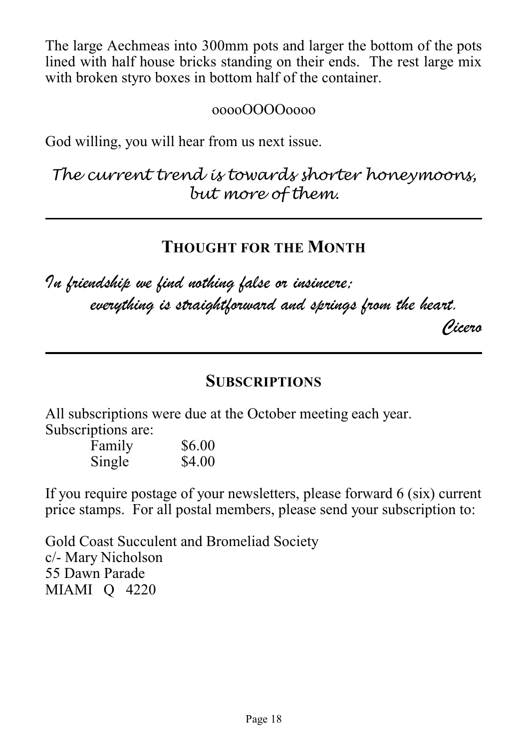The large Aechmeas into 300mm pots and larger the bottom of the pots lined with half house bricks standing on their ends. The rest large mix with broken styro boxes in bottom half of the container.

ooooOOOOoooo

God willing, you will hear from us next issue.

*The current trend is towards shorter honeymoons, but more of them.*

---

## THOUGHT FOR THE MONTH

*In friendship we find nothing false or insincere;
everything is straightforward and springs from the heart.*

*Cicero*

---

## SUBSCRIPTIONS

All subscriptions were due at the October meeting each year.
Subscriptions are:

| | |
|---|---|
| Family | $6.00 |
| Single | $4.00 |

If you require postage of your newsletters, please forward 6 (six) current price stamps. For all postal members, please send your subscription to:

Gold Coast Succulent and Bromeliad Society
c/- Mary Nicholson
55 Dawn Parade
MIAMI Q 4220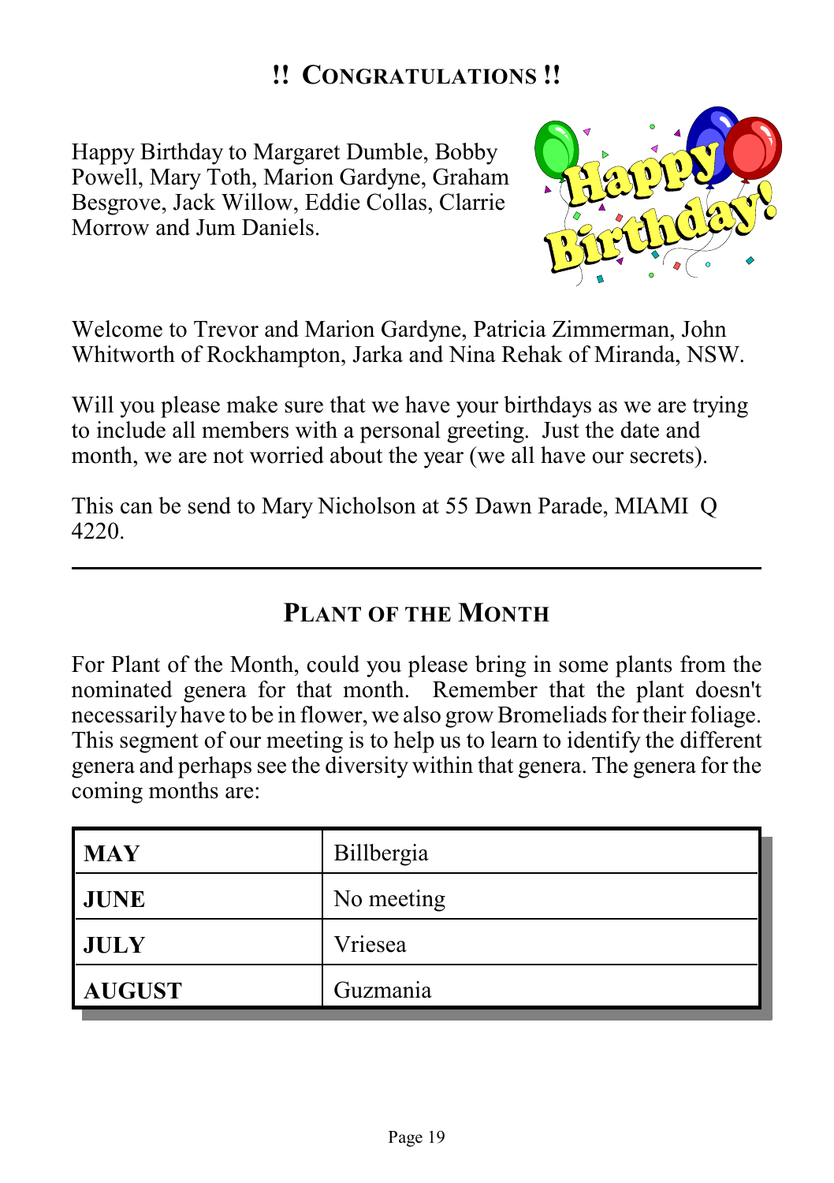## !! CONGRATULATIONS !!

Happy Birthday to Margaret Dumble, Bobby Powell, Mary Toth, Marion Gardyne, Graham Besgrove, Jack Willow, Eddie Collas, Clarrie Morrow and Jum Daniels.

Welcome to Trevor and Marion Gardyne, Patricia Zimmerman, John Whitworth of Rockhampton, Jarka and Nina Rehak of Miranda, NSW.

Will you please make sure that we have your birthdays as we are trying to include all members with a personal greeting. Just the date and month, we are not worried about the year (we all have our secrets).

This can be send to Mary Nicholson at 55 Dawn Parade, MIAMI Q 4220.

---

## PLANT OF THE MONTH

For Plant of the Month, could you please bring in some plants from the nominated genera for that month. Remember that the plant doesn't necessarily have to be in flower, we also grow Bromeliads for their foliage. This segment of our meeting is to help us to learn to identify the different genera and perhaps see the diversity within that genera. The genera for the coming months are:

| | |
|---|---|
| **MAY** | Billbergia |
| **JUNE** | No meeting |
| **JULY** | Vriesea |
| **AUGUST** | Guzmania |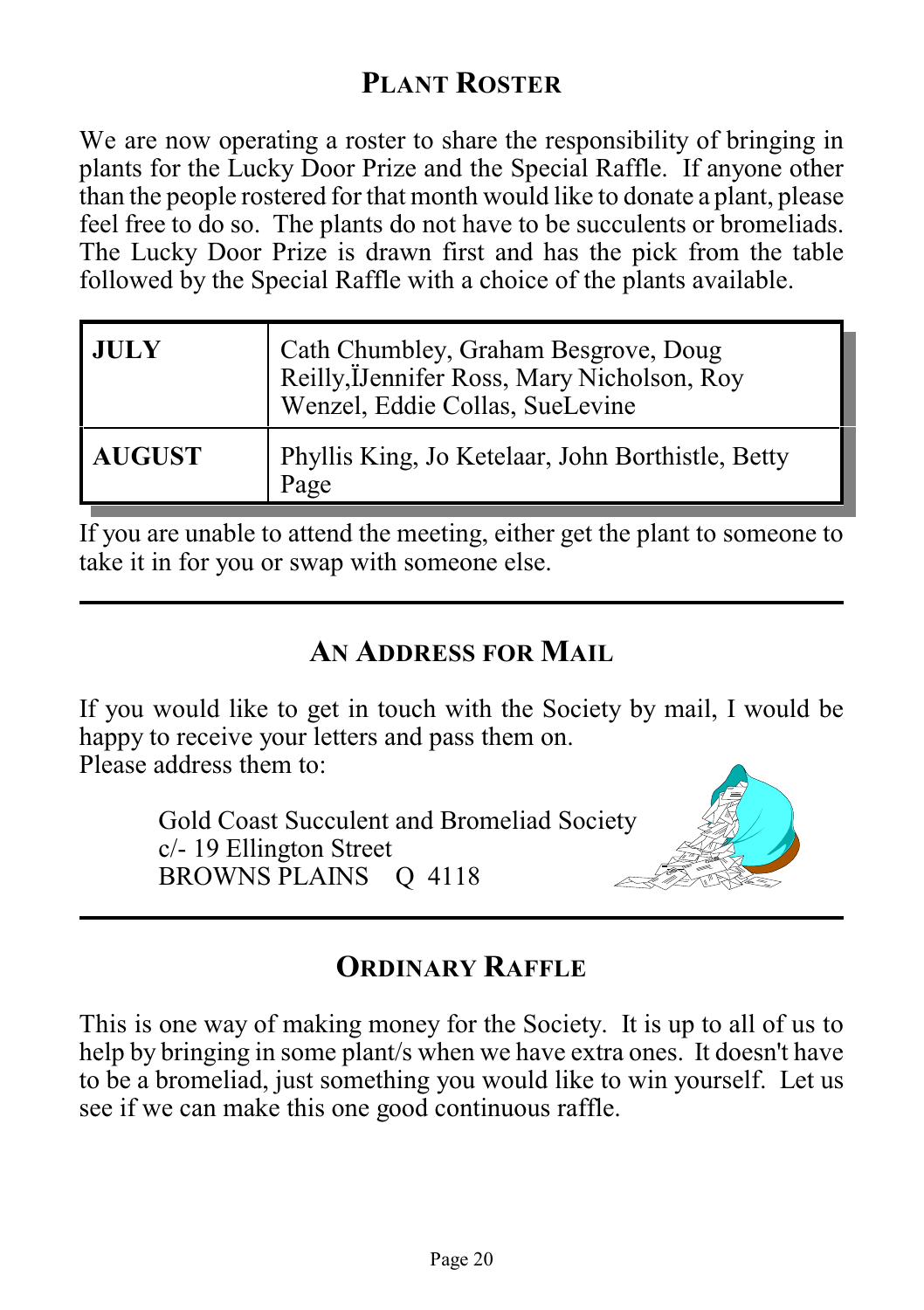## PLANT ROSTER

We are now operating a roster to share the responsibility of bringing in plants for the Lucky Door Prize and the Special Raffle. If anyone other than the people rostered for that month would like to donate a plant, please feel free to do so. The plants do not have to be succulents or bromeliads. The Lucky Door Prize is drawn first and has the pick from the table followed by the Special Raffle with a choice of the plants available.

| | |
|---|---|
| **JULY** | Cath Chumbley, Graham Besgrove, Doug Reilly,ÏJennifer Ross, Mary Nicholson, Roy Wenzel, Eddie Collas, SueLevine |
| **AUGUST** | Phyllis King, Jo Ketelaar, John Borthistle, Betty Page |

If you are unable to attend the meeting, either get the plant to someone to take it in for you or swap with someone else.

---

## AN ADDRESS FOR MAIL

If you would like to get in touch with the Society by mail, I would be happy to receive your letters and pass them on.
Please address them to:

> Gold Coast Succulent and Bromeliad Society
> c/- 19 Ellington Street
> BROWNS PLAINS Q 4118

---

## ORDINARY RAFFLE

This is one way of making money for the Society. It is up to all of us to help by bringing in some plant/s when we have extra ones. It doesn't have to be a bromeliad, just something you would like to win yourself. Let us see if we can make this one good continuous raffle.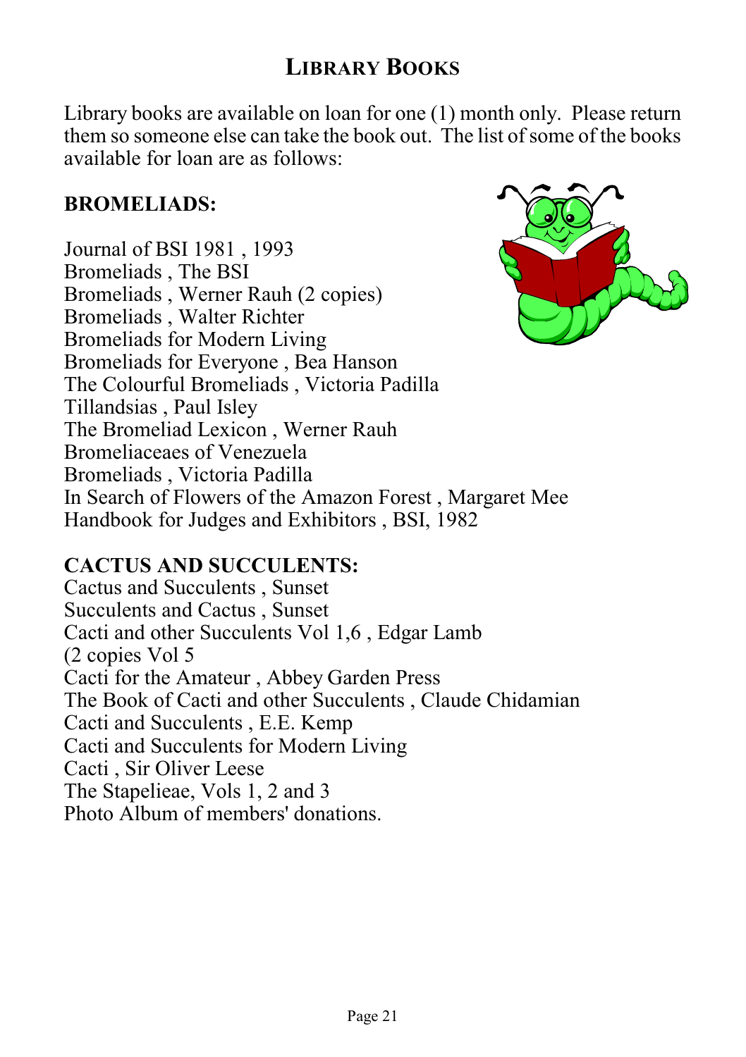# Library Books

Library books are available on loan for one (1) month only. Please return them so someone else can take the book out. The list of some of the books available for loan are as follows:

## BROMELIADS:

Journal of BSI 1981 , 1993
Bromeliads , The BSI
Bromeliads , Werner Rauh (2 copies)
Bromeliads , Walter Richter
Bromeliads for Modern Living
Bromeliads for Everyone , Bea Hanson
The Colourful Bromeliads , Victoria Padilla
Tillandsias , Paul Isley
The Bromeliad Lexicon , Werner Rauh
Bromeliaceaes of Venezuela
Bromeliads , Victoria Padilla
In Search of Flowers of the Amazon Forest , Margaret Mee
Handbook for Judges and Exhibitors , BSI, 1982

## CACTUS AND SUCCULENTS:

Cactus and Succulents , Sunset
Succulents and Cactus , Sunset
Cacti and other Succulents Vol 1,6 , Edgar Lamb
(2 copies Vol 5
Cacti for the Amateur , Abbey Garden Press
The Book of Cacti and other Succulents , Claude Chidamian
Cacti and Succulents , E.E. Kemp
Cacti and Succulents for Modern Living
Cacti , Sir Oliver Leese
The Stapelieae, Vols 1, 2 and 3
Photo Album of members' donations.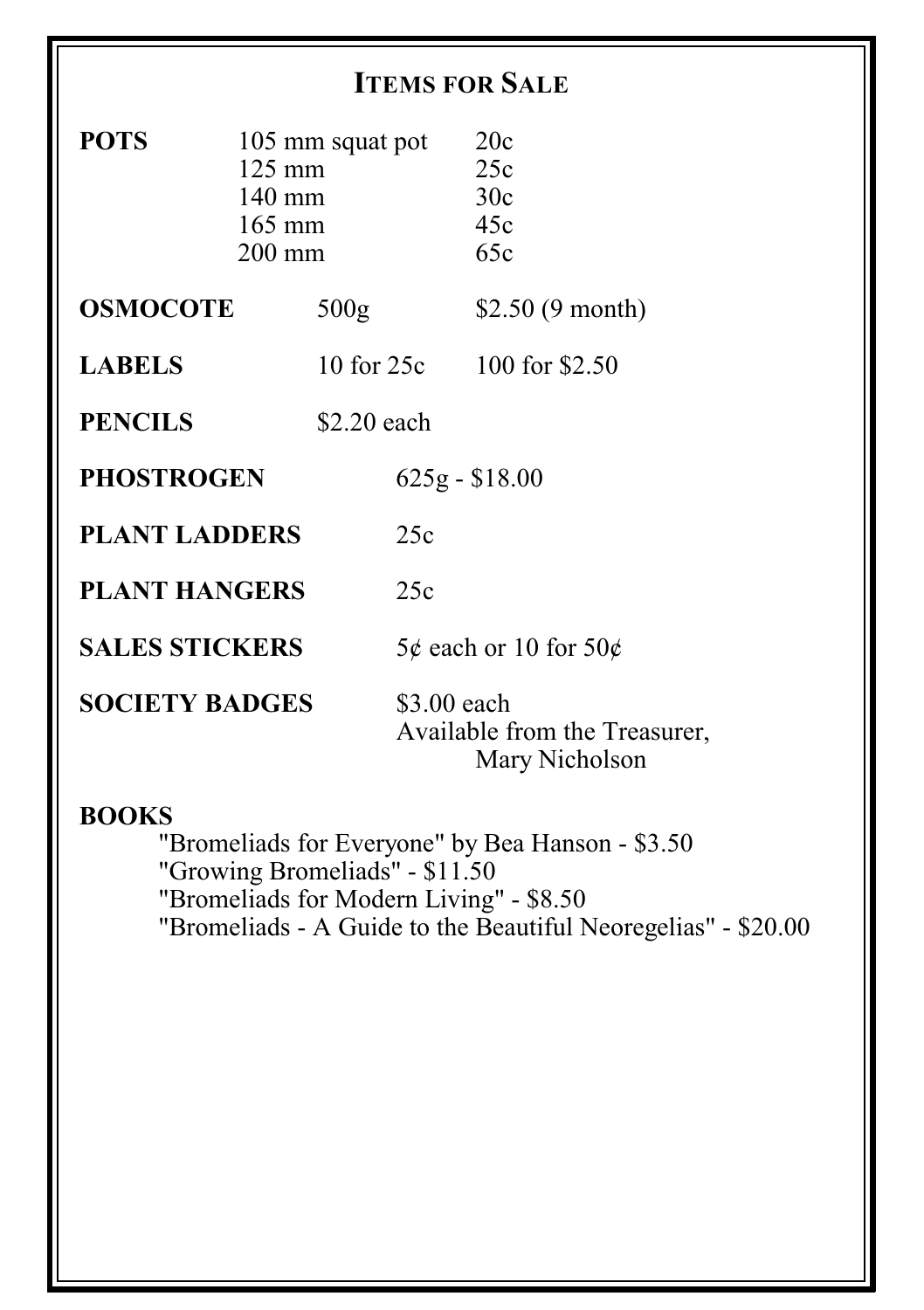# ITEMS FOR SALE

| | | |
|---|---|---|
| **POTS** | 105 mm squat pot | 20c |
| | 125 mm | 25c |
| | 140 mm | 30c |
| | 165 mm | 45c |
| | 200 mm | 65c |

**OSMOCOTE** 500g $2.50 (9 month)

**LABELS** 10 for 25c 100 for $2.50

**PENCILS** $2.20 each

**PHOSTROGEN** 625g - $18.00

**PLANT LADDERS** 25c

**PLANT HANGERS** 25c

**SALES STICKERS** 5¢ each or 10 for 50¢

**SOCIETY BADGES** $3.00 each
Available from the Treasurer,
Mary Nicholson

**BOOKS**

"Bromeliads for Everyone" by Bea Hanson - $3.50
"Growing Bromeliads" - $11.50
"Bromeliads for Modern Living" - $8.50
"Bromeliads - A Guide to the Beautiful Neoregelias" - $20.00